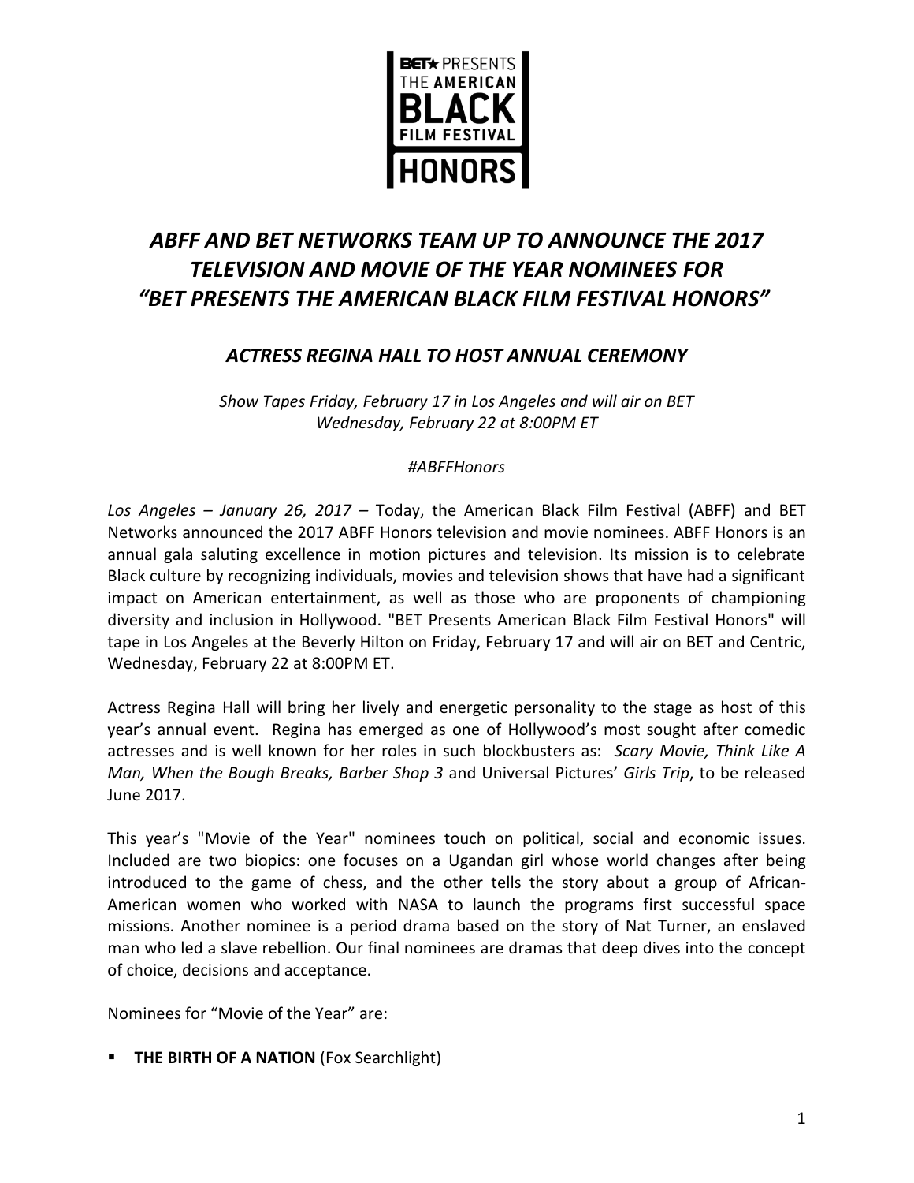BET★ PRESENTS THE AMERICAN BLACK FILM FESTIVAL HONORS

# *ABFF AND BET NETWORKS TEAM UP TO ANNOUNCE THE 2017 TELEVISION AND MOVIE OF THE YEAR NOMINEES FOR "BET PRESENTS THE AMERICAN BLACK FILM FESTIVAL HONORS"*

## *ACTRESS REGINA HALL TO HOST ANNUAL CEREMONY*

*Show Tapes Friday, February 17 in Los Angeles and will air on BET Wednesday, February 22 at 8:00PM ET*

*#ABFFHonors*

*Los Angeles – January 26, 2017* – Today, the American Black Film Festival (ABFF) and BET Networks announced the 2017 ABFF Honors television and movie nominees. ABFF Honors is an annual gala saluting excellence in motion pictures and television. Its mission is to celebrate Black culture by recognizing individuals, movies and television shows that have had a significant impact on American entertainment, as well as those who are proponents of championing diversity and inclusion in Hollywood. "BET Presents American Black Film Festival Honors" will tape in Los Angeles at the Beverly Hilton on Friday, February 17 and will air on BET and Centric, Wednesday, February 22 at 8:00PM ET.

Actress Regina Hall will bring her lively and energetic personality to the stage as host of this year's annual event. Regina has emerged as one of Hollywood's most sought after comedic actresses and is well known for her roles in such blockbusters as: *Scary Movie, Think Like A Man, When the Bough Breaks, Barber Shop 3* and Universal Pictures' *Girls Trip*, to be released June 2017.

This year's "Movie of the Year" nominees touch on political, social and economic issues. Included are two biopics: one focuses on a Ugandan girl whose world changes after being introduced to the game of chess, and the other tells the story about a group of African-American women who worked with NASA to launch the programs first successful space missions. Another nominee is a period drama based on the story of Nat Turner, an enslaved man who led a slave rebellion. Our final nominees are dramas that deep dives into the concept of choice, decisions and acceptance.

Nominees for "Movie of the Year" are:

- **THE BIRTH OF A NATION** (Fox Searchlight)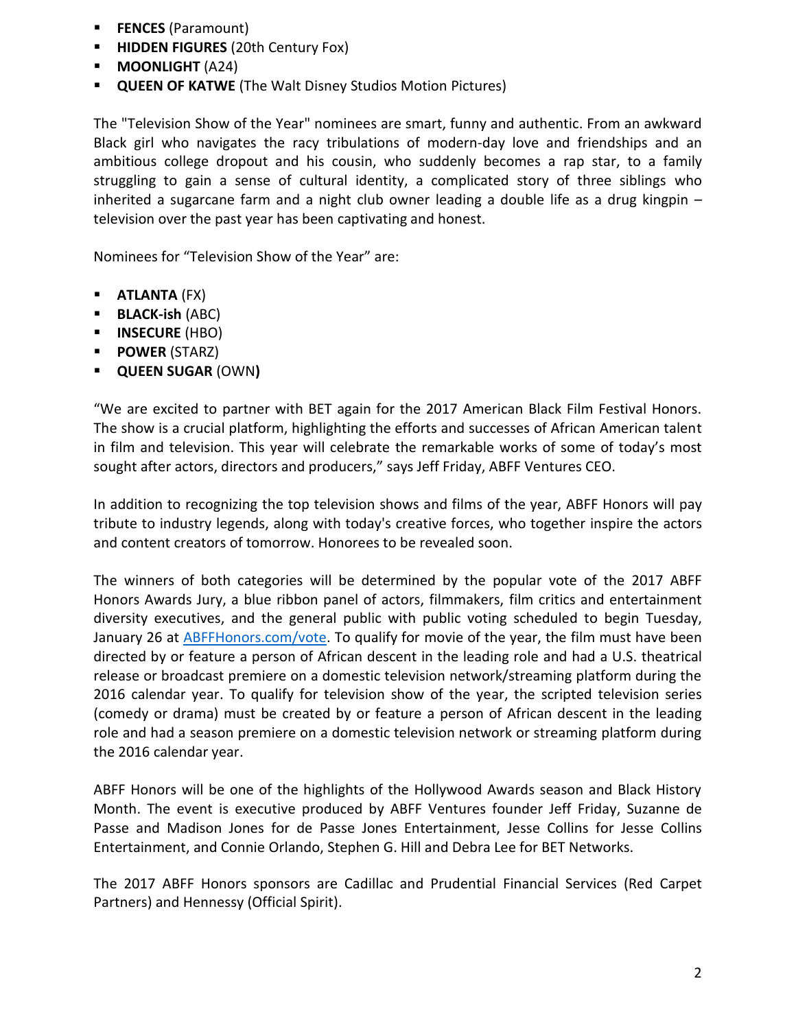- **FENCES** (Paramount)
- **HIDDEN FIGURES** (20th Century Fox)
- **MOONLIGHT** (A24)
- **QUEEN OF KATWE** (The Walt Disney Studios Motion Pictures)

The "Television Show of the Year" nominees are smart, funny and authentic. From an awkward Black girl who navigates the racy tribulations of modern-day love and friendships and an ambitious college dropout and his cousin, who suddenly becomes a rap star, to a family struggling to gain a sense of cultural identity, a complicated story of three siblings who inherited a sugarcane farm and a night club owner leading a double life as a drug kingpin – television over the past year has been captivating and honest.

Nominees for "Television Show of the Year" are:

- **ATLANTA** (FX)
- **BLACK-ish** (ABC)
- **INSECURE** (HBO)
- **POWER** (STARZ)
- **QUEEN SUGAR** (OWN**)**

"We are excited to partner with BET again for the 2017 American Black Film Festival Honors. The show is a crucial platform, highlighting the efforts and successes of African American talent in film and television. This year will celebrate the remarkable works of some of today's most sought after actors, directors and producers," says Jeff Friday, ABFF Ventures CEO.

In addition to recognizing the top television shows and films of the year, ABFF Honors will pay tribute to industry legends, along with today's creative forces, who together inspire the actors and content creators of tomorrow. Honorees to be revealed soon.

The winners of both categories will be determined by the popular vote of the 2017 ABFF Honors Awards Jury, a blue ribbon panel of actors, filmmakers, film critics and entertainment diversity executives, and the general public with public voting scheduled to begin Tuesday, January 26 at [ABFFHonors.com/vote](ABFFHonors.com/vote). To qualify for movie of the year, the film must have been directed by or feature a person of African descent in the leading role and had a U.S. theatrical release or broadcast premiere on a domestic television network/streaming platform during the 2016 calendar year. To qualify for television show of the year, the scripted television series (comedy or drama) must be created by or feature a person of African descent in the leading role and had a season premiere on a domestic television network or streaming platform during the 2016 calendar year.

ABFF Honors will be one of the highlights of the Hollywood Awards season and Black History Month. The event is executive produced by ABFF Ventures founder Jeff Friday, Suzanne de Passe and Madison Jones for de Passe Jones Entertainment, Jesse Collins for Jesse Collins Entertainment, and Connie Orlando, Stephen G. Hill and Debra Lee for BET Networks.

The 2017 ABFF Honors sponsors are Cadillac and Prudential Financial Services (Red Carpet Partners) and Hennessy (Official Spirit).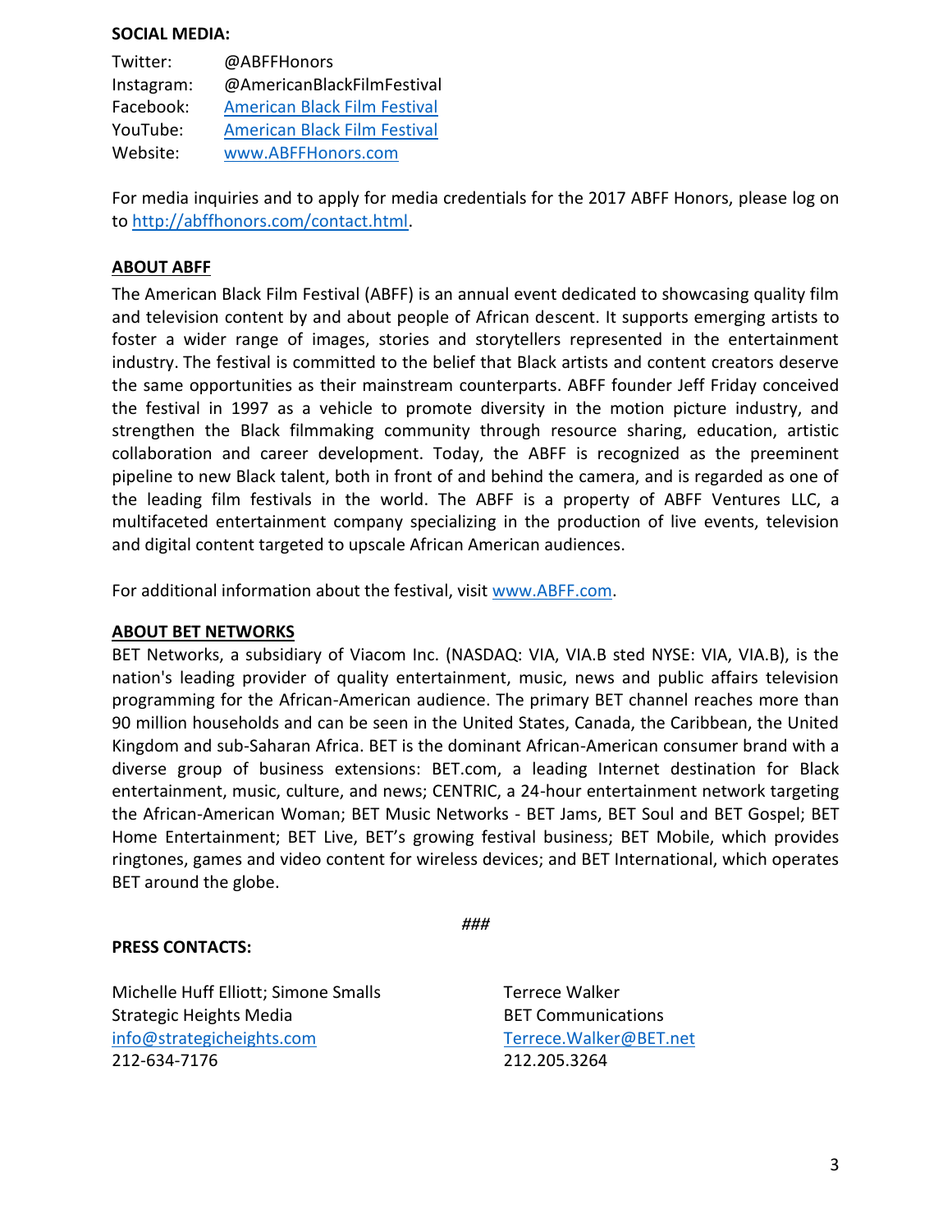**SOCIAL MEDIA:**

| | |
|---|---|
| Twitter: | @ABFFHonors |
| Instagram: | @AmericanBlackFilmFestival |
| Facebook: | American Black Film Festival |
| YouTube: | American Black Film Festival |
| Website: | www.ABFFHonors.com |

For media inquiries and to apply for media credentials for the 2017 ABFF Honors, please log on to http://abffhonors.com/contact.html.

## ABOUT ABFF

The American Black Film Festival (ABFF) is an annual event dedicated to showcasing quality film and television content by and about people of African descent. It supports emerging artists to foster a wider range of images, stories and storytellers represented in the entertainment industry. The festival is committed to the belief that Black artists and content creators deserve the same opportunities as their mainstream counterparts. ABFF founder Jeff Friday conceived the festival in 1997 as a vehicle to promote diversity in the motion picture industry, and strengthen the Black filmmaking community through resource sharing, education, artistic collaboration and career development. Today, the ABFF is recognized as the preeminent pipeline to new Black talent, both in front of and behind the camera, and is regarded as one of the leading film festivals in the world. The ABFF is a property of ABFF Ventures LLC, a multifaceted entertainment company specializing in the production of live events, television and digital content targeted to upscale African American audiences.

For additional information about the festival, visit www.ABFF.com.

## ABOUT BET NETWORKS

BET Networks, a subsidiary of Viacom Inc. (NASDAQ: VIA, VIA.B sted NYSE: VIA, VIA.B), is the nation's leading provider of quality entertainment, music, news and public affairs television programming for the African-American audience. The primary BET channel reaches more than 90 million households and can be seen in the United States, Canada, the Caribbean, the United Kingdom and sub-Saharan Africa. BET is the dominant African-American consumer brand with a diverse group of business extensions: BET.com, a leading Internet destination for Black entertainment, music, culture, and news; CENTRIC, a 24-hour entertainment network targeting the African-American Woman; BET Music Networks - BET Jams, BET Soul and BET Gospel; BET Home Entertainment; BET Live, BET's growing festival business; BET Mobile, which provides ringtones, games and video content for wireless devices; and BET International, which operates BET around the globe.

###

**PRESS CONTACTS:**

Michelle Huff Elliott; Simone Smalls
Strategic Heights Media
info@strategicheights.com
212-634-7176

Terrece Walker
BET Communications
Terrece.Walker@BET.net
212.205.3264